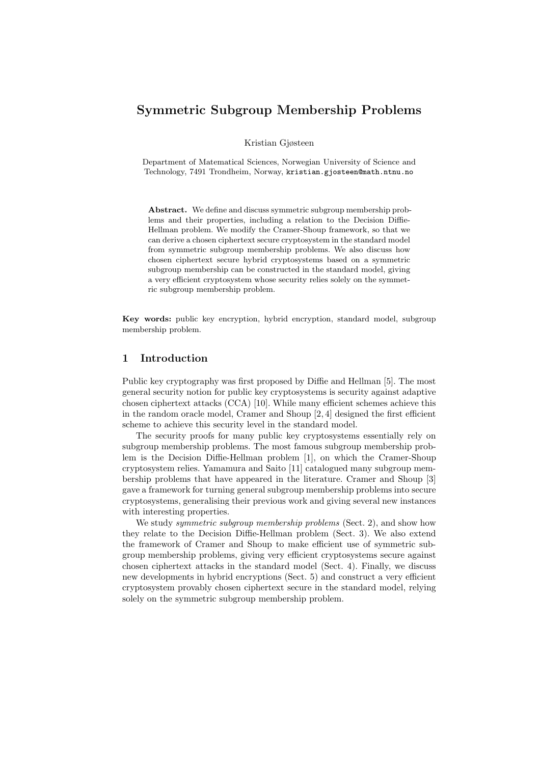# Symmetric Subgroup Membership Problems

Kristian Gjøsteen

Department of Matematical Sciences, Norwegian University of Science and Technology, 7491 Trondheim, Norway, kristian.gjosteen@math.ntnu.no

**Abstract.** We define and discuss symmetric subgroup membership problems and their properties, including a relation to the Decision Diffie-Hellman problem. We modify the Cramer-Shoup framework, so that we can derive a chosen ciphertext secure cryptosystem in the standard model from symmetric subgroup membership problems. We also discuss how chosen ciphertext secure hybrid cryptosystems based on a symmetric subgroup membership can be constructed in the standard model, giving a very efficient cryptosystem whose security relies solely on the symmetric subgroup membership problem.

**Key words:** public key encryption, hybrid encryption, standard model, subgroup membership problem.

## 1 Introduction

Public key cryptography was first proposed by Diffie and Hellman [5]. The most general security notion for public key cryptosystems is security against adaptive chosen ciphertext attacks (CCA) [10]. While many efficient schemes achieve this in the random oracle model, Cramer and Shoup [2, 4] designed the first efficient scheme to achieve this security level in the standard model.

The security proofs for many public key cryptosystems essentially rely on subgroup membership problems. The most famous subgroup membership problem is the Decision Diffie-Hellman problem [1], on which the Cramer-Shoup cryptosystem relies. Yamamura and Saito [11] catalogued many subgroup membership problems that have appeared in the literature. Cramer and Shoup [3] gave a framework for turning general subgroup membership problems into secure cryptosystems, generalising their previous work and giving several new instances with interesting properties.

We study *symmetric subgroup membership problems* (Sect. 2), and show how they relate to the Decision Diffie-Hellman problem (Sect. 3). We also extend the framework of Cramer and Shoup to make efficient use of symmetric subgroup membership problems, giving very efficient cryptosystems secure against chosen ciphertext attacks in the standard model (Sect. 4). Finally, we discuss new developments in hybrid encryptions (Sect. 5) and construct a very efficient cryptosystem provably chosen ciphertext secure in the standard model, relying solely on the symmetric subgroup membership problem.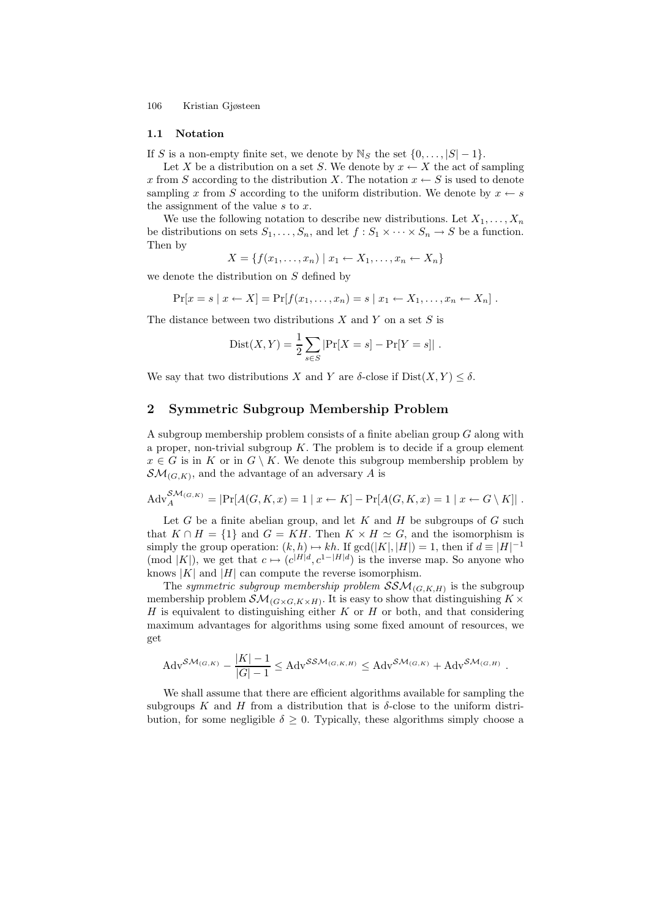### 1.1 Notation

If $S$ is a non-empty finite set, we denote by $\mathbb{N}_S$ the set $\{0, \dots, |S|-1\}$.

Let $X$ be a distribution on a set $S$. We denote by $x \leftarrow X$ the act of sampling $x$ from $S$ according to the distribution $X$. The notation $x \leftarrow S$ is used to denote sampling $x$ from $S$ according to the uniform distribution. We denote by $x \leftarrow s$ the assignment of the value $s$ to $x$.

We use the following notation to describe new distributions. Let $X_1, \dots, X_n$ be distributions on sets $S_1, \dots, S_n$, and let $f : S_1 \times \dots \times S_n \to S$ be a function. Then by

$$X = \{f(x_1, \dots, x_n) \mid x_1 \leftarrow X_1, \dots, x_n \leftarrow X_n\}$$

we denote the distribution on $S$ defined by

$$\Pr[x = s \mid x \leftarrow X] = \Pr[f(x_1, \dots, x_n) = s \mid x_1 \leftarrow X_1, \dots, x_n \leftarrow X_n] .$$

The distance between two distributions $X$ and $Y$ on a set $S$ is

$$\mathrm{Dist}(X, Y) = \frac{1}{2} \sum_{s \in S} |\Pr[X = s] - \Pr[Y = s]| .$$

We say that two distributions $X$ and $Y$ are $\delta$-close if $\mathrm{Dist}(X, Y) \leq \delta$.

## 2 Symmetric Subgroup Membership Problem

A subgroup membership problem consists of a finite abelian group $G$ along with a proper, non-trivial subgroup $K$. The problem is to decide if a group element $x \in G$ is in $K$ or in $G \setminus K$. We denote this subgroup membership problem by $\mathcal{SM}_{(G,K)}$, and the advantage of an adversary $A$ is

$$\mathrm{Adv}_A^{\mathcal{SM}_{(G,K)}} = |\Pr[A(G, K, x) = 1 \mid x \leftarrow K] - \Pr[A(G, K, x) = 1 \mid x \leftarrow G \setminus K]| .$$

Let $G$ be a finite abelian group, and let $K$ and $H$ be subgroups of $G$ such that $K \cap H = \{1\}$ and $G = KH$. Then $K \times H \simeq G$, and the isomorphism is simply the group operation: $(k, h) \mapsto kh$. If $\gcd(|K|, |H|) = 1$, then if $d \equiv |H|^{-1} \pmod{|K|}$, we get that $c \mapsto (c^{|H|d}, c^{1-|H|d})$ is the inverse map. So anyone who knows $|K|$ and $|H|$ can compute the reverse isomorphism.

The *symmetric subgroup membership problem* $\mathcal{SSM}_{(G,K,H)}$ is the subgroup membership problem $\mathcal{SM}_{(G \times G, K \times H)}$. It is easy to show that distinguishing $K \times H$ is equivalent to distinguishing either $K$ or $H$ or both, and that considering maximum advantages for algorithms using some fixed amount of resources, we get

$$\mathrm{Adv}^{\mathcal{SM}_{(G,K)}} - \frac{|K| - 1}{|G| - 1} \leq \mathrm{Adv}^{\mathcal{SSM}_{(G,K,H)}} \leq \mathrm{Adv}^{\mathcal{SM}_{(G,K)}} + \mathrm{Adv}^{\mathcal{SM}_{(G,H)}} .$$

We shall assume that there are efficient algorithms available for sampling the subgroups $K$ and $H$ from a distribution that is $\delta$-close to the uniform distribution, for some negligible $\delta \geq 0$. Typically, these algorithms simply choose a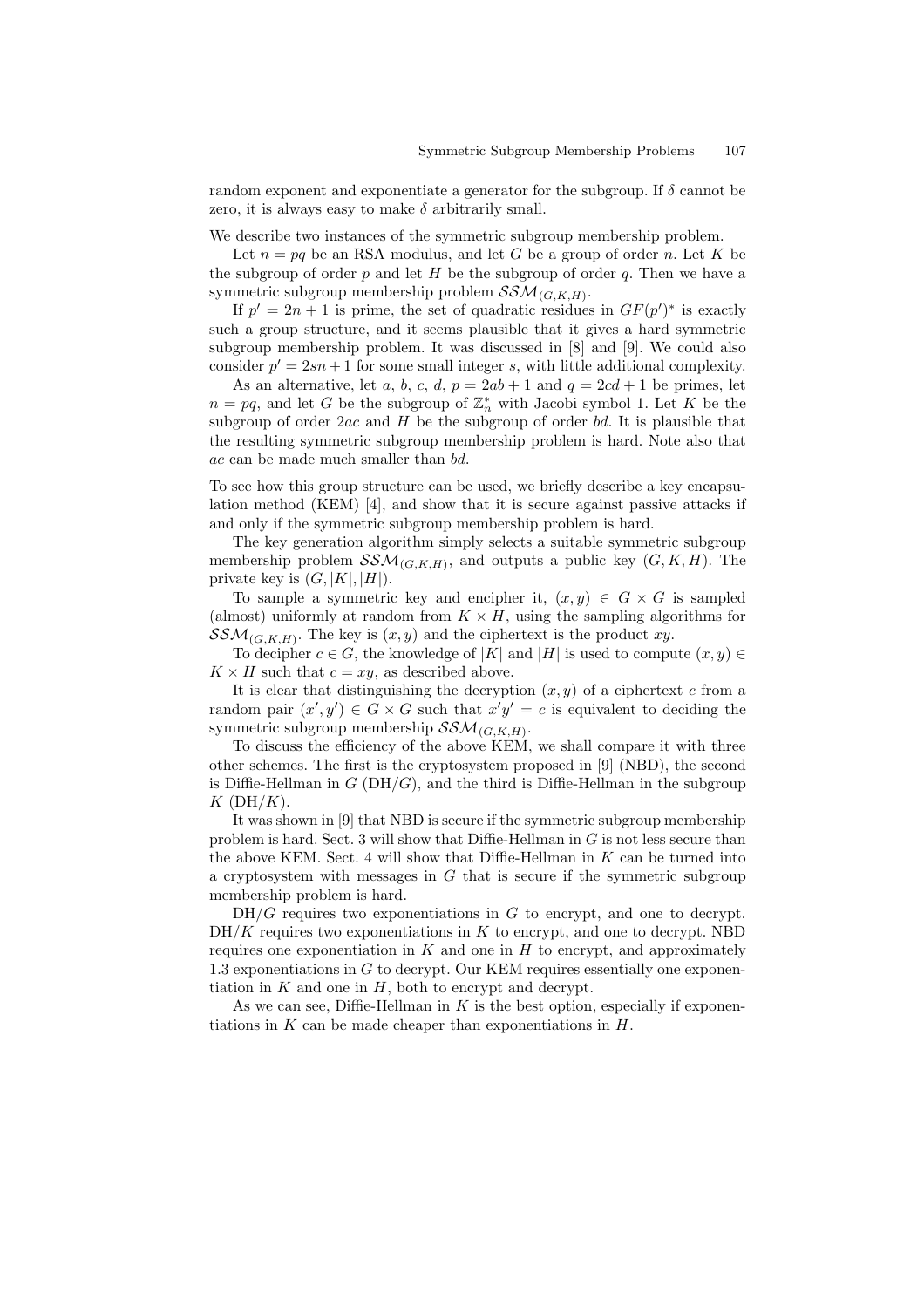random exponent and exponentiate a generator for the subgroup. If $\delta$ cannot be zero, it is always easy to make $\delta$ arbitrarily small.

We describe two instances of the symmetric subgroup membership problem.

Let $n = pq$ be an RSA modulus, and let $G$ be a group of order $n$. Let $K$ be the subgroup of order $p$ and let $H$ be the subgroup of order $q$. Then we have a symmetric subgroup membership problem $\mathcal{SSM}_{(G,K,H)}$.

If $p' = 2n + 1$ is prime, the set of quadratic residues in $GF(p')^*$ is exactly such a group structure, and it seems plausible that it gives a hard symmetric subgroup membership problem. It was discussed in [8] and [9]. We could also consider $p' = 2sn + 1$ for some small integer $s$, with little additional complexity.

As an alternative, let $a$, $b$, $c$, $d$, $p = 2ab + 1$ and $q = 2cd + 1$ be primes, let $n = pq$, and let $G$ be the subgroup of $\mathbb{Z}_n^*$ with Jacobi symbol 1. Let $K$ be the subgroup of order $2ac$ and $H$ be the subgroup of order $bd$. It is plausible that the resulting symmetric subgroup membership problem is hard. Note also that $ac$ can be made much smaller than $bd$.

To see how this group structure can be used, we briefly describe a key encapsulation method (KEM) [4], and show that it is secure against passive attacks if and only if the symmetric subgroup membership problem is hard.

The key generation algorithm simply selects a suitable symmetric subgroup membership problem $\mathcal{SSM}_{(G,K,H)}$, and outputs a public key $(G, K, H)$. The private key is $(G, |K|, |H|)$.

To sample a symmetric key and encipher it, $(x, y) \in G \times G$ is sampled (almost) uniformly at random from $K \times H$, using the sampling algorithms for $\mathcal{SSM}_{(G,K,H)}$. The key is $(x, y)$ and the ciphertext is the product $xy$.

To decipher $c \in G$, the knowledge of $|K|$ and $|H|$ is used to compute $(x, y) \in K \times H$ such that $c = xy$, as described above.

It is clear that distinguishing the decryption $(x, y)$ of a ciphertext $c$ from a random pair $(x', y') \in G \times G$ such that $x'y' = c$ is equivalent to deciding the symmetric subgroup membership $\mathcal{SSM}_{(G,K,H)}$.

To discuss the efficiency of the above KEM, we shall compare it with three other schemes. The first is the cryptosystem proposed in [9] (NBD), the second is Diffie-Hellman in $G$ (DH/$G$), and the third is Diffie-Hellman in the subgroup $K$ (DH/$K$).

It was shown in [9] that NBD is secure if the symmetric subgroup membership problem is hard. Sect. 3 will show that Diffie-Hellman in $G$ is not less secure than the above KEM. Sect. 4 will show that Diffie-Hellman in $K$ can be turned into a cryptosystem with messages in $G$ that is secure if the symmetric subgroup membership problem is hard.

DH/$G$ requires two exponentiations in $G$ to encrypt, and one to decrypt. DH/$K$ requires two exponentiations in $K$ to encrypt, and one to decrypt. NBD requires one exponentiation in $K$ and one in $H$ to encrypt, and approximately 1.3 exponentiations in $G$ to decrypt. Our KEM requires essentially one exponentiation in $K$ and one in $H$, both to encrypt and decrypt.

As we can see, Diffie-Hellman in $K$ is the best option, especially if exponentiations in $K$ can be made cheaper than exponentiations in $H$.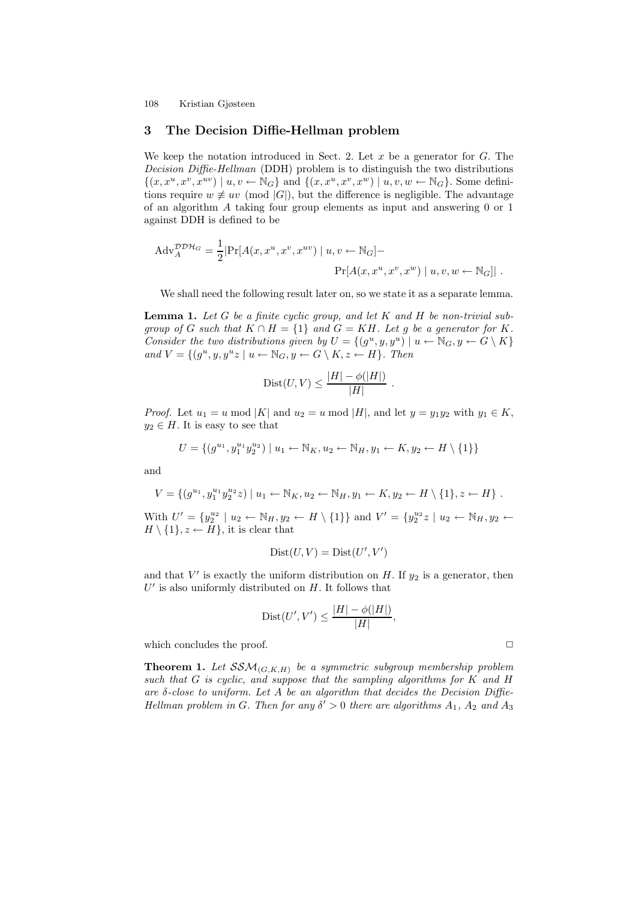## 3 The Decision Diffie-Hellman problem

We keep the notation introduced in Sect. 2. Let $x$ be a generator for $G$. The *Decision Diffie-Hellman* (DDH) problem is to distinguish the two distributions $\{(x, x^u, x^v, x^{uv}) \mid u, v \leftarrow \mathbb{N}_G\}$ and $\{(x, x^u, x^v, x^w) \mid u, v, w \leftarrow \mathbb{N}_G\}$. Some definitions require $w \not\equiv uv \pmod{|G|}$, but the difference is negligible. The advantage of an algorithm $A$ taking four group elements as input and answering 0 or 1 against DDH is defined to be

$$\mathrm{Adv}_A^{\mathcal{DDH}_G} = \frac{1}{2}|\Pr[A(x, x^u, x^v, x^{uv}) \mid u, v \leftarrow \mathbb{N}_G] - \Pr[A(x, x^u, x^v, x^w) \mid u, v, w \leftarrow \mathbb{N}_G]| \ .$$

We shall need the following result later on, so we state it as a separate lemma.

**Lemma 1.** *Let $G$ be a finite cyclic group, and let $K$ and $H$ be non-trivial subgroup of $G$ such that $K \cap H = \{1\}$ and $G = KH$. Let $g$ be a generator for $K$. Consider the two distributions given by $U = \{(g^u, y, y^u) \mid u \leftarrow \mathbb{N}_G, y \leftarrow G \setminus K\}$ and $V = \{(g^u, y, y^u z \mid u \leftarrow \mathbb{N}_G, y \leftarrow G \setminus K, z \leftarrow H\}$. Then*

$$\mathrm{Dist}(U, V) \leq \frac{|H| - \phi(|H|)}{|H|} \ .$$

*Proof.* Let $u_1 = u \bmod |K|$ and $u_2 = u \bmod |H|$, and let $y = y_1 y_2$ with $y_1 \in K$, $y_2 \in H$. It is easy to see that

$$U = \{(g^{u_1}, y_1^{u_1} y_2^{u_2}) \mid u_1 \leftarrow \mathbb{N}_K, u_2 \leftarrow \mathbb{N}_H, y_1 \leftarrow K, y_2 \leftarrow H \setminus \{1\}\}$$

and

$$V = \{(g^{u_1}, y_1^{u_1} y_2^{u_2} z) \mid u_1 \leftarrow \mathbb{N}_K, u_2 \leftarrow \mathbb{N}_H, y_1 \leftarrow K, y_2 \leftarrow H \setminus \{1\}, z \leftarrow H\} \ .$$

With $U' = \{y_2^{u_2} \mid u_2 \leftarrow \mathbb{N}_H, y_2 \leftarrow H \setminus \{1\}\}$ and $V' = \{y_2^{u_2} z \mid u_2 \leftarrow \mathbb{N}_H, y_2 \leftarrow H \setminus \{1\}, z \leftarrow H\}$, it is clear that

$$\mathrm{Dist}(U, V) = \mathrm{Dist}(U', V')$$

and that $V'$ is exactly the uniform distribution on $H$. If $y_2$ is a generator, then $U'$ is also uniformly distributed on $H$. It follows that

$$\mathrm{Dist}(U', V') \leq \frac{|H| - \phi(|H|)}{|H|},$$

which concludes the proof. □

**Theorem 1.** *Let $\mathcal{SSM}_{(G,K,H)}$ be a symmetric subgroup membership problem such that $G$ is cyclic, and suppose that the sampling algorithms for $K$ and $H$ are $\delta$-close to uniform. Let $A$ be an algorithm that decides the Decision Diffie-Hellman problem in $G$. Then for any $\delta' > 0$ there are algorithms $A_1$, $A_2$ and $A_3$*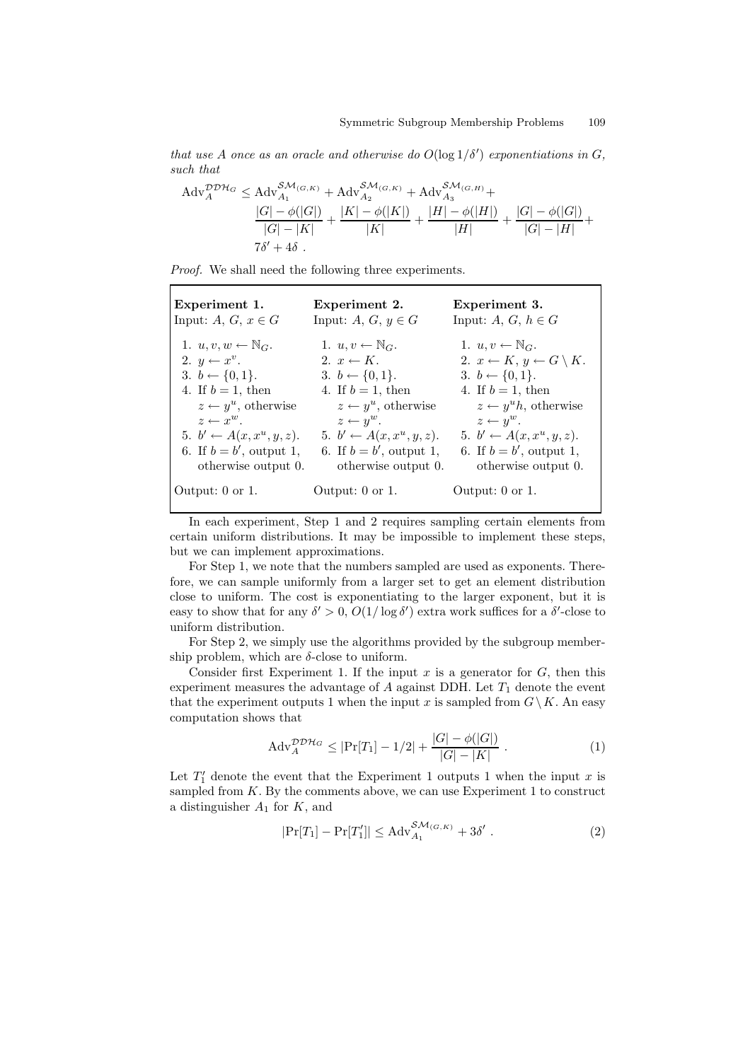*that use $A$ once as an oracle and otherwise do $O(\log 1/\delta')$ exponentiations in $G$, such that*

$$\mathrm{Adv}_A^{\mathcal{DDH}_G} \leq \mathrm{Adv}_{A_1}^{\mathcal{SM}_{(G,K)}} + \mathrm{Adv}_{A_2}^{\mathcal{SM}_{(G,K)}} + \mathrm{Adv}_{A_3}^{\mathcal{SM}_{(G,H)}} + \frac{|G| - \phi(|G|)}{|G| - |K|} + \frac{|K| - \phi(|K|)}{|K|} + \frac{|H| - \phi(|H|)}{|H|} + \frac{|G| - \phi(|G|)}{|G| - |H|} + 7\delta' + 4\delta \ .$$

*Proof.* We shall need the following three experiments.

| **Experiment 1.** | **Experiment 2.** | **Experiment 3.** |
|---|---|---|
| Input: $A$, $G$, $x \in G$ | Input: $A$, $G$, $y \in G$ | Input: $A$, $G$, $h \in G$ |
| 1. $u, v, w \leftarrow \mathbb{N}_G$. | 1. $u, v \leftarrow \mathbb{N}_G$. | 1. $u, v \leftarrow \mathbb{N}_G$. |
| 2. $y \leftarrow x^v$. | 2. $x \leftarrow K$. | 2. $x \leftarrow K$, $y \leftarrow G \setminus K$. |
| 3. $b \leftarrow \{0, 1\}$. | 3. $b \leftarrow \{0, 1\}$. | 3. $b \leftarrow \{0, 1\}$. |
| 4. If $b = 1$, then $z \leftarrow y^u$, otherwise $z \leftarrow x^w$. | 4. If $b = 1$, then $z \leftarrow y^u$, otherwise $z \leftarrow y^w$. | 4. If $b = 1$, then $z \leftarrow y^u h$, otherwise $z \leftarrow y^w$. |
| 5. $b' \leftarrow A(x, x^u, y, z)$. | 5. $b' \leftarrow A(x, x^u, y, z)$. | 5. $b' \leftarrow A(x, x^u, y, z)$. |
| 6. If $b = b'$, output 1, otherwise output 0. | 6. If $b = b'$, output 1, otherwise output 0. | 6. If $b = b'$, output 1, otherwise output 0. |
| Output: 0 or 1. | Output: 0 or 1. | Output: 0 or 1. |

In each experiment, Step 1 and 2 requires sampling certain elements from certain uniform distributions. It may be impossible to implement these steps, but we can implement approximations.

For Step 1, we note that the numbers sampled are used as exponents. Therefore, we can sample uniformly from a larger set to get an element distribution close to uniform. The cost is exponentiating to the larger exponent, but it is easy to show that for any $\delta' > 0$, $O(1/\log \delta')$ extra work suffices for a $\delta'$-close to uniform distribution.

For Step 2, we simply use the algorithms provided by the subgroup membership problem, which are $\delta$-close to uniform.

Consider first Experiment 1. If the input $x$ is a generator for $G$, then this experiment measures the advantage of $A$ against DDH. Let $T_1$ denote the event that the experiment outputs 1 when the input $x$ is sampled from $G \setminus K$. An easy computation shows that

$$\mathrm{Adv}_A^{\mathcal{DDH}_G} \leq |\Pr[T_1] - 1/2| + \frac{|G| - \phi(|G|)}{|G| - |K|} \ . \tag{1}$$

Let $T_1'$ denote the event that the Experiment 1 outputs 1 when the input $x$ is sampled from $K$. By the comments above, we can use Experiment 1 to construct a distinguisher $A_1$ for $K$, and

$$|\Pr[T_1] - \Pr[T_1']| \leq \mathrm{Adv}_{A_1}^{\mathcal{SM}_{(G,K)}} + 3\delta' \ . \tag{2}$$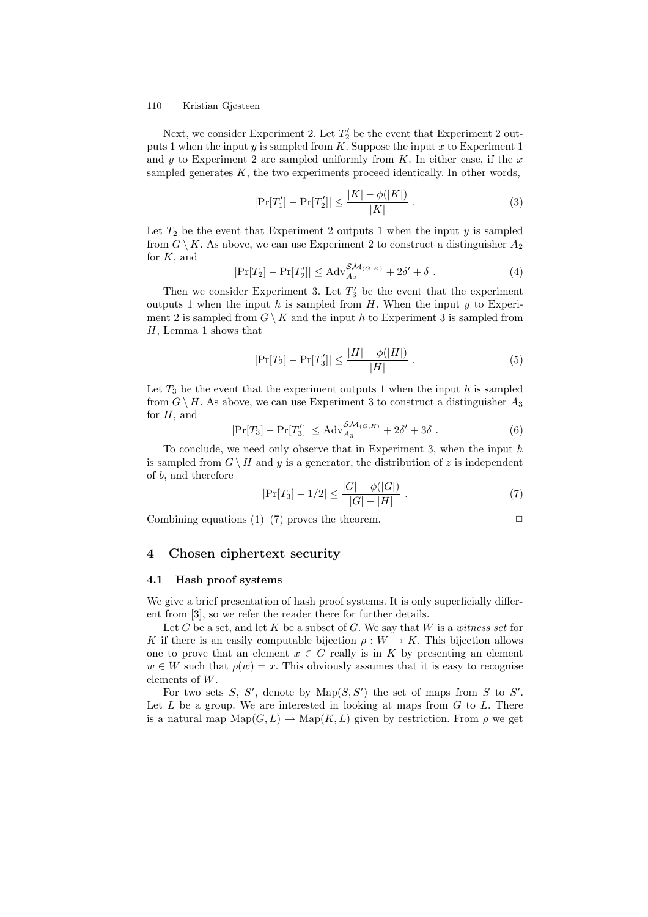Next, we consider Experiment 2. Let $T_2'$ be the event that Experiment 2 outputs 1 when the input $y$ is sampled from $K$. Suppose the input $x$ to Experiment 1 and $y$ to Experiment 2 are sampled uniformly from $K$. In either case, if the $x$ sampled generates $K$, the two experiments proceed identically. In other words,

$$|\Pr[T_1'] - \Pr[T_2']| \leq \frac{|K| - \phi(|K|)}{|K|} . \tag{3}$$

Let $T_2$ be the event that Experiment 2 outputs 1 when the input $y$ is sampled from $G \setminus K$. As above, we can use Experiment 2 to construct a distinguisher $A_2$ for $K$, and

$$|\Pr[T_2] - \Pr[T_2']| \leq \mathrm{Adv}_{A_2}^{\mathcal{SM}(G,K)} + 2\delta' + \delta . \tag{4}$$

Then we consider Experiment 3. Let $T_3'$ be the event that the experiment outputs 1 when the input $h$ is sampled from $H$. When the input $y$ to Experiment 2 is sampled from $G \setminus K$ and the input $h$ to Experiment 3 is sampled from $H$, Lemma 1 shows that

$$|\Pr[T_2] - \Pr[T_3']| \leq \frac{|H| - \phi(|H|)}{|H|} . \tag{5}$$

Let $T_3$ be the event that the experiment outputs 1 when the input $h$ is sampled from $G \setminus H$. As above, we can use Experiment 3 to construct a distinguisher $A_3$ for $H$, and

$$|\Pr[T_3] - \Pr[T_3']| \leq \mathrm{Adv}_{A_3}^{\mathcal{SM}(G,H)} + 2\delta' + 3\delta . \tag{6}$$

To conclude, we need only observe that in Experiment 3, when the input $h$ is sampled from $G \setminus H$ and $y$ is a generator, the distribution of $z$ is independent of $b$, and therefore

$$|\Pr[T_3] - 1/2| \leq \frac{|G| - \phi(|G|)}{|G| - |H|} . \tag{7}$$

Combining equations (1)–(7) proves the theorem. □

## 4 Chosen ciphertext security

### 4.1 Hash proof systems

We give a brief presentation of hash proof systems. It is only superficially different from [3], so we refer the reader there for further details.

Let $G$ be a set, and let $K$ be a subset of $G$. We say that $W$ is a *witness set* for $K$ if there is an easily computable bijection $\rho : W \to K$. This bijection allows one to prove that an element $x \in G$ really is in $K$ by presenting an element $w \in W$ such that $\rho(w) = x$. This obviously assumes that it is easy to recognise elements of $W$.

For two sets $S$, $S'$, denote by $\mathrm{Map}(S, S')$ the set of maps from $S$ to $S'$. Let $L$ be a group. We are interested in looking at maps from $G$ to $L$. There is a natural map $\mathrm{Map}(G, L) \to \mathrm{Map}(K, L)$ given by restriction. From $\rho$ we get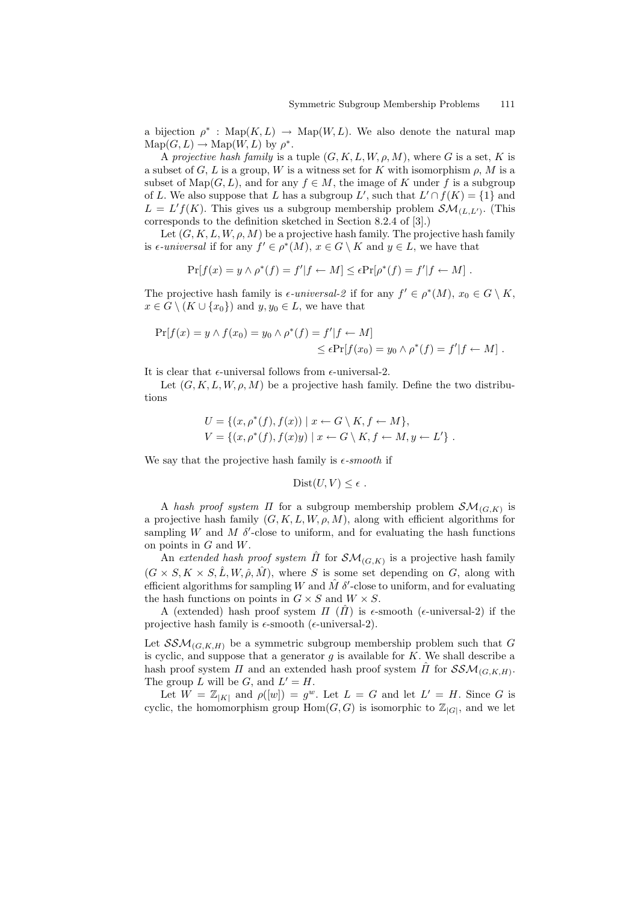a bijection $\rho^* : \mathrm{Map}(K, L) \to \mathrm{Map}(W, L)$. We also denote the natural map $\mathrm{Map}(G, L) \to \mathrm{Map}(W, L)$ by $\rho^*$.

A *projective hash family* is a tuple $(G, K, L, W, \rho, M)$, where $G$ is a set, $K$ is a subset of $G$, $L$ is a group, $W$ is a witness set for $K$ with isomorphism $\rho$, $M$ is a subset of $\mathrm{Map}(G, L)$, and for any $f \in M$, the image of $K$ under $f$ is a subgroup of $L$. We also suppose that $L$ has a subgroup $L'$, such that $L' \cap f(K) = \{1\}$ and $L = L' f(K)$. This gives us a subgroup membership problem $\mathcal{SM}_{(L,L')}$. (This corresponds to the definition sketched in Section 8.2.4 of [3].)

Let $(G, K, L, W, \rho, M)$ be a projective hash family. The projective hash family is $\epsilon$*-universal* if for any $f' \in \rho^*(M)$, $x \in G \setminus K$ and $y \in L$, we have that

$$\Pr[f(x) = y \wedge \rho^*(f) = f' | f \leftarrow M] \leq \epsilon \Pr[\rho^*(f) = f' | f \leftarrow M] .$$

The projective hash family is $\epsilon$*-universal-2* if for any $f' \in \rho^*(M)$, $x_0 \in G \setminus K$, $x \in G \setminus (K \cup \{x_0\})$ and $y, y_0 \in L$, we have that

$$\Pr[f(x) = y \wedge f(x_0) = y_0 \wedge \rho^*(f) = f' | f \leftarrow M] \\ \leq \epsilon \Pr[f(x_0) = y_0 \wedge \rho^*(f) = f' | f \leftarrow M] .$$

It is clear that $\epsilon$-universal follows from $\epsilon$-universal-2.

Let $(G, K, L, W, \rho, M)$ be a projective hash family. Define the two distributions

$$U = \{(x, \rho^*(f), f(x)) \mid x \leftarrow G \setminus K, f \leftarrow M\},$$
$$V = \{(x, \rho^*(f), f(x)y) \mid x \leftarrow G \setminus K, f \leftarrow M, y \leftarrow L'\} .$$

We say that the projective hash family is $\epsilon$*-smooth* if

$$\mathrm{Dist}(U, V) \leq \epsilon .$$

A *hash proof system* $\Pi$ for a subgroup membership problem $\mathcal{SM}_{(G,K)}$ is a projective hash family $(G, K, L, W, \rho, M)$, along with efficient algorithms for sampling $W$ and $M$ $\delta'$-close to uniform, and for evaluating the hash functions on points in $G$ and $W$.

An *extended hash proof system* $\hat{\Pi}$ for $\mathcal{SM}_{(G,K)}$ is a projective hash family $(G \times S, K \times S, \hat{L}, W, \hat{\rho}, \hat{M})$, where $S$ is some set depending on $G$, along with efficient algorithms for sampling $W$ and $\hat{M}$ $\delta'$-close to uniform, and for evaluating the hash functions on points in $G \times S$ and $W \times S$.

A (extended) hash proof system $\Pi$ ($\hat{\Pi}$) is $\epsilon$-smooth ($\epsilon$-universal-2) if the projective hash family is $\epsilon$-smooth ($\epsilon$-universal-2).

Let $\mathcal{SSM}_{(G,K,H)}$ be a symmetric subgroup membership problem such that $G$ is cyclic, and suppose that a generator $g$ is available for $K$. We shall describe a hash proof system $\Pi$ and an extended hash proof system $\hat{\Pi}$ for $\mathcal{SSM}_{(G,K,H)}$. The group $L$ will be $G$, and $L' = H$.

Let $W = \mathbb{Z}_{|K|}$ and $\rho([w]) = g^w$. Let $L = G$ and let $L' = H$. Since $G$ is cyclic, the homomorphism group $\mathrm{Hom}(G, G)$ is isomorphic to $\mathbb{Z}_{|G|}$, and we let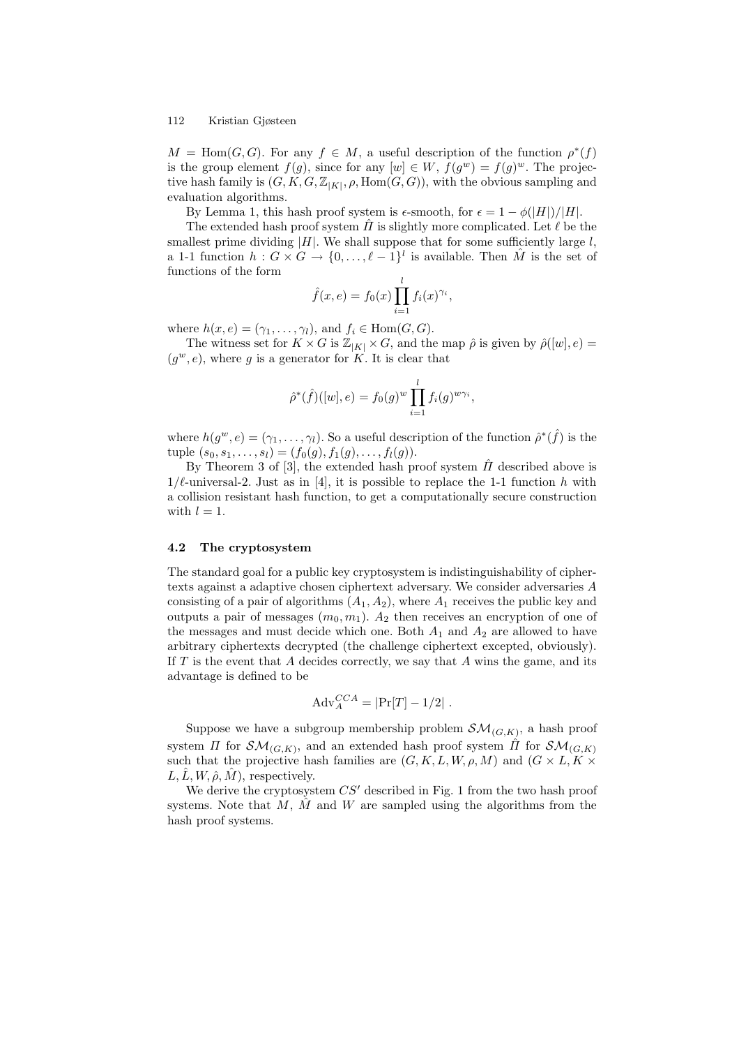$M = \text{Hom}(G, G)$. For any $f \in M$, a useful description of the function $\rho^*(f)$ is the group element $f(g)$, since for any $[w] \in W$, $f(g^w) = f(g)^w$. The projective hash family is $(G, K, G, \mathbb{Z}_{|K|}, \rho, \text{Hom}(G, G))$, with the obvious sampling and evaluation algorithms.

By Lemma 1, this hash proof system is $\epsilon$-smooth, for $\epsilon = 1 - \phi(|H|)/|H|$.

The extended hash proof system $\hat{\Pi}$ is slightly more complicated. Let $\ell$ be the smallest prime dividing $|H|$. We shall suppose that for some sufficiently large $l$, a 1-1 function $h : G \times G \to \{0, \dots, \ell - 1\}^l$ is available. Then $\hat{M}$ is the set of functions of the form

$$\hat{f}(x, e) = f_0(x) \prod_{i=1}^{l} f_i(x)^{\gamma_i},$$

where $h(x, e) = (\gamma_1, \dots, \gamma_l)$, and $f_i \in \text{Hom}(G, G)$.

The witness set for $K \times G$ is $\mathbb{Z}_{|K|} \times G$, and the map $\hat{\rho}$ is given by $\hat{\rho}([w], e) = (g^w, e)$, where $g$ is a generator for $K$. It is clear that

$$\hat{\rho}^*(\hat{f})([w], e) = f_0(g)^w \prod_{i=1}^{l} f_i(g)^{w\gamma_i},$$

where $h(g^w, e) = (\gamma_1, \dots, \gamma_l)$. So a useful description of the function $\hat{\rho}^*(\hat{f})$ is the tuple $(s_0, s_1, \dots, s_l) = (f_0(g), f_1(g), \dots, f_l(g))$.

By Theorem 3 of [3], the extended hash proof system $\hat{\Pi}$ described above is $1/\ell$-universal-2. Just as in [4], it is possible to replace the 1-1 function $h$ with a collision resistant hash function, to get a computationally secure construction with $l = 1$.

### 4.2 The cryptosystem

The standard goal for a public key cryptosystem is indistinguishability of ciphertexts against a adaptive chosen ciphertext adversary. We consider adversaries $A$ consisting of a pair of algorithms $(A_1, A_2)$, where $A_1$ receives the public key and outputs a pair of messages $(m_0, m_1)$. $A_2$ then receives an encryption of one of the messages and must decide which one. Both $A_1$ and $A_2$ are allowed to have arbitrary ciphertexts decrypted (the challenge ciphertext excepted, obviously). If $T$ is the event that $A$ decides correctly, we say that $A$ wins the game, and its advantage is defined to be

$$\text{Adv}_A^{CCA} = |\Pr[T] - 1/2| \ .$$

Suppose we have a subgroup membership problem $\mathcal{SM}_{(G,K)}$, a hash proof system $\Pi$ for $\mathcal{SM}_{(G,K)}$, and an extended hash proof system $\hat{\Pi}$ for $\mathcal{SM}_{(G,K)}$ such that the projective hash families are $(G, K, L, W, \rho, M)$ and $(G \times L, K \times L, \hat{L}, W, \hat{\rho}, \hat{M})$, respectively.

We derive the cryptosystem $CS'$ described in Fig. 1 from the two hash proof systems. Note that $M$, $\hat{M}$ and $W$ are sampled using the algorithms from the hash proof systems.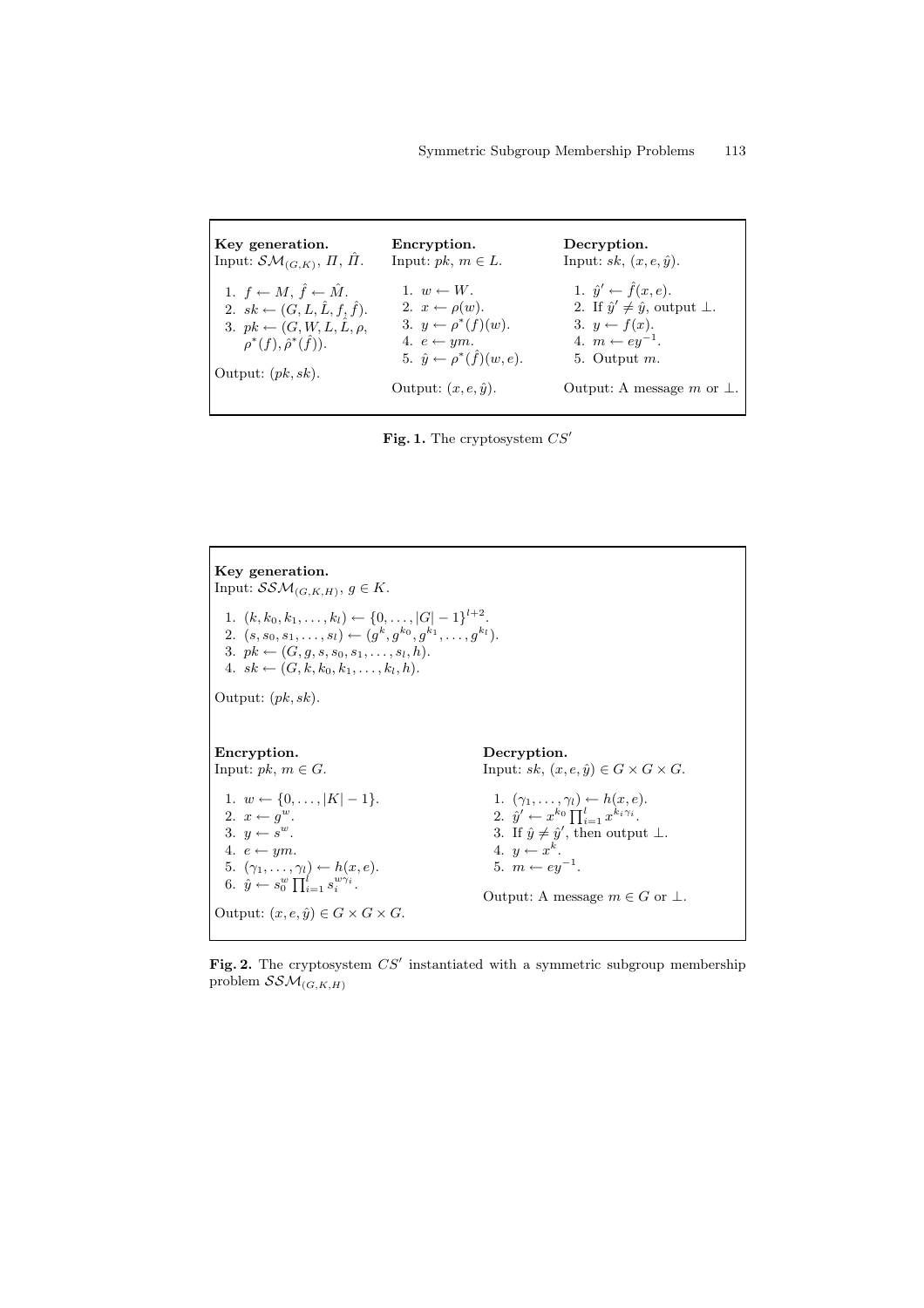**Key generation.**
Input: $\mathcal{SM}_{(G,K)}$, $\Pi$, $\hat{\Pi}$.

1. $f \leftarrow M$, $\hat{f} \leftarrow \hat{M}$.
2. $sk \leftarrow (G, L, \hat{L}, f, \hat{f})$.
3. $pk \leftarrow (G, W, L, \hat{L}, \rho, \rho^*(f), \hat{\rho}^*(\hat{f}))$.

Output: $(pk, sk)$.

**Encryption.**
Input: $pk$, $m \in L$.

1. $w \leftarrow W$.
2. $x \leftarrow \rho(w)$.
3. $y \leftarrow \rho^*(f)(w)$.
4. $e \leftarrow ym$.
5. $\hat{y} \leftarrow \rho^*(\hat{f})(w, e)$.

Output: $(x, e, \hat{y})$.

**Decryption.**
Input: $sk$, $(x, e, \hat{y})$.

1. $\hat{y}' \leftarrow \hat{f}(x, e)$.
2. If $\hat{y}' \neq \hat{y}$, output $\perp$.
3. $y \leftarrow f(x)$.
4. $m \leftarrow ey^{-1}$.
5. Output $m$.

Output: A message $m$ or $\perp$.

**Fig. 1.** The cryptosystem $CS'$

**Key generation.**
Input: $\mathcal{SSM}_{(G,K,H)}$, $g \in K$.

1. $(k, k_0, k_1, \ldots, k_l) \leftarrow \{0, \ldots, |G| - 1\}^{l+2}$.
2. $(s, s_0, s_1, \ldots, s_l) \leftarrow (g^k, g^{k_0}, g^{k_1}, \ldots, g^{k_l})$.
3. $pk \leftarrow (G, g, s, s_0, s_1, \ldots, s_l, h)$.
4. $sk \leftarrow (G, k, k_0, k_1, \ldots, k_l, h)$.

Output: $(pk, sk)$.

**Encryption.**
Input: $pk$, $m \in G$.

1. $w \leftarrow \{0, \ldots, |K| - 1\}$.
2. $x \leftarrow g^w$.
3. $y \leftarrow s^w$.
4. $e \leftarrow ym$.
5. $(\gamma_1, \ldots, \gamma_l) \leftarrow h(x, e)$.
6. $\hat{y} \leftarrow s_0^w \prod_{i=1}^{l} s_i^{w\gamma_i}$.

Output: $(x, e, \hat{y}) \in G \times G \times G$.

**Decryption.**
Input: $sk$, $(x, e, \hat{y}) \in G \times G \times G$.

1. $(\gamma_1, \ldots, \gamma_l) \leftarrow h(x, e)$.
2. $\hat{y}' \leftarrow x^{k_0} \prod_{i=1}^{l} x^{k_i \gamma_i}$.
3. If $\hat{y} \neq \hat{y}'$, then output $\perp$.
4. $y \leftarrow x^k$.
5. $m \leftarrow ey^{-1}$.

Output: A message $m \in G$ or $\perp$.

**Fig. 2.** The cryptosystem $CS'$ instantiated with a symmetric subgroup membership problem $\mathcal{SSM}_{(G,K,H)}$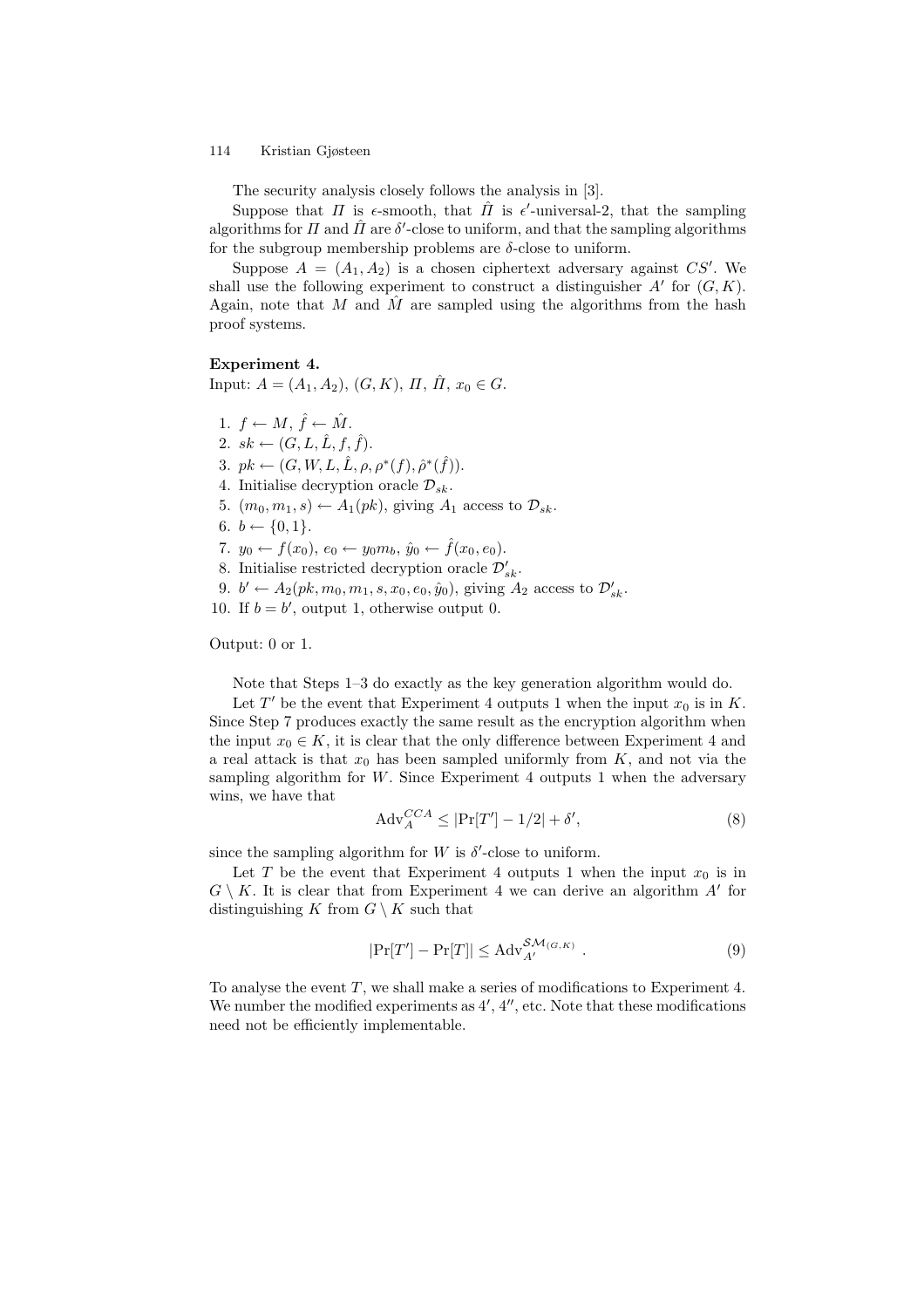The security analysis closely follows the analysis in [3].

Suppose that $\Pi$ is $\epsilon$-smooth, that $\hat{\Pi}$ is $\epsilon'$-universal-2, that the sampling algorithms for $\Pi$ and $\hat{\Pi}$ are $\delta'$-close to uniform, and that the sampling algorithms for the subgroup membership problems are $\delta$-close to uniform.

Suppose $A = (A_1, A_2)$ is a chosen ciphertext adversary against $CS'$. We shall use the following experiment to construct a distinguisher $A'$ for $(G, K)$. Again, note that $M$ and $\hat{M}$ are sampled using the algorithms from the hash proof systems.

**Experiment 4.**
Input: $A = (A_1, A_2)$, $(G, K)$, $\Pi$, $\hat{\Pi}$, $x_0 \in G$.

1. $f \leftarrow M$, $\hat{f} \leftarrow \hat{M}$.
2. $sk \leftarrow (G, L, \hat{L}, f, \hat{f})$.
3. $pk \leftarrow (G, W, L, \hat{L}, \rho, \rho^*(f), \hat{\rho}^*(\hat{f}))$.
4. Initialise decryption oracle $\mathcal{D}_{sk}$.
5. $(m_0, m_1, s) \leftarrow A_1(pk)$, giving $A_1$ access to $\mathcal{D}_{sk}$.
6. $b \leftarrow \{0, 1\}$.
7. $y_0 \leftarrow f(x_0)$, $e_0 \leftarrow y_0 m_b$, $\hat{y}_0 \leftarrow \hat{f}(x_0, e_0)$.
8. Initialise restricted decryption oracle $\mathcal{D}'_{sk}$.
9. $b' \leftarrow A_2(pk, m_0, m_1, s, x_0, e_0, \hat{y}_0)$, giving $A_2$ access to $\mathcal{D}'_{sk}$.
10. If $b = b'$, output 1, otherwise output 0.

Output: 0 or 1.

Note that Steps 1–3 do exactly as the key generation algorithm would do.

Let $T'$ be the event that Experiment 4 outputs 1 when the input $x_0$ is in $K$. Since Step 7 produces exactly the same result as the encryption algorithm when the input $x_0 \in K$, it is clear that the only difference between Experiment 4 and a real attack is that $x_0$ has been sampled uniformly from $K$, and not via the sampling algorithm for $W$. Since Experiment 4 outputs 1 when the adversary wins, we have that

$$\mathrm{Adv}_A^{CCA} \leq |\Pr[T'] - 1/2| + \delta', \tag{8}$$

since the sampling algorithm for $W$ is $\delta'$-close to uniform.

Let $T$ be the event that Experiment 4 outputs 1 when the input $x_0$ is in $G \setminus K$. It is clear that from Experiment 4 we can derive an algorithm $A'$ for distinguishing $K$ from $G \setminus K$ such that

$$|\Pr[T'] - \Pr[T]| \leq \mathrm{Adv}_{A'}^{\mathcal{SM}_{(G,K)}} . \tag{9}$$

To analyse the event $T$, we shall make a series of modifications to Experiment 4. We number the modified experiments as $4'$, $4''$, etc. Note that these modifications need not be efficiently implementable.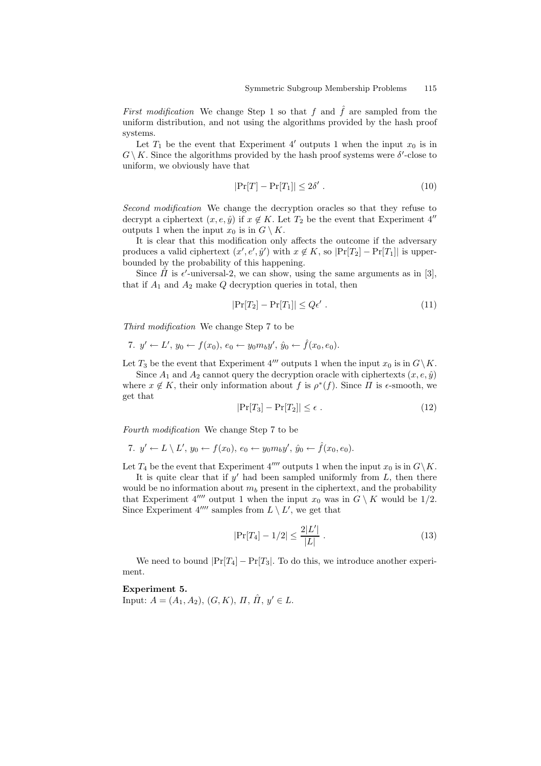*First modification* We change Step 1 so that $f$ and $\hat{f}$ are sampled from the uniform distribution, and not using the algorithms provided by the hash proof systems.

Let $T_1$ be the event that Experiment $4'$ outputs 1 when the input $x_0$ is in $G \setminus K$. Since the algorithms provided by the hash proof systems were $\delta'$-close to uniform, we obviously have that

$$|\Pr[T] - \Pr[T_1]| \leq 2\delta' . \tag{10}$$

*Second modification* We change the decryption oracles so that they refuse to decrypt a ciphertext $(x, e, \hat{y})$ if $x \notin K$. Let $T_2$ be the event that Experiment $4''$ outputs 1 when the input $x_0$ is in $G \setminus K$.

It is clear that this modification only affects the outcome if the adversary produces a valid ciphertext $(x', e', \hat{y}')$ with $x \notin K$, so $|\Pr[T_2] - \Pr[T_1]|$ is upper-bounded by the probability of this happening.

Since $\hat{\Pi}$ is $\epsilon'$-universal-2, we can show, using the same arguments as in [3], that if $A_1$ and $A_2$ make $Q$ decryption queries in total, then

$$|\Pr[T_2] - \Pr[T_1]| \leq Q\epsilon' . \tag{11}$$

*Third modification* We change Step 7 to be

7. $y' \leftarrow L'$, $y_0 \leftarrow f(x_0)$, $e_0 \leftarrow y_0 m_b y'$, $\hat{y}_0 \leftarrow \hat{f}(x_0, e_0)$.

Let $T_3$ be the event that Experiment $4'''$ outputs 1 when the input $x_0$ is in $G \setminus K$.

Since $A_1$ and $A_2$ cannot query the decryption oracle with ciphertexts $(x, e, \hat{y})$ where $x \notin K$, their only information about $f$ is $\rho^*(f)$. Since $\Pi$ is $\epsilon$-smooth, we get that

$$|\Pr[T_3] - \Pr[T_2]| \leq \epsilon . \tag{12}$$

*Fourth modification* We change Step 7 to be

7. $y' \leftarrow L \setminus L'$, $y_0 \leftarrow f(x_0)$, $e_0 \leftarrow y_0 m_b y'$, $\hat{y}_0 \leftarrow \hat{f}(x_0, e_0)$.

Let $T_4$ be the event that Experiment $4''''$ outputs 1 when the input $x_0$ is in $G \setminus K$.

It is quite clear that if $y'$ had been sampled uniformly from $L$, then there would be no information about $m_b$ present in the ciphertext, and the probability that Experiment $4''''$ output 1 when the input $x_0$ was in $G \setminus K$ would be 1/2. Since Experiment $4''''$ samples from $L \setminus L'$, we get that

$$|\Pr[T_4] - 1/2| \leq \frac{2|L'|}{|L|} . \tag{13}$$

We need to bound $|\Pr[T_4] - \Pr[T_3]|$. To do this, we introduce another experiment.

**Experiment 5.**
Input: $A = (A_1, A_2)$, $(G, K)$, $\Pi$, $\hat{\Pi}$, $y' \in L$.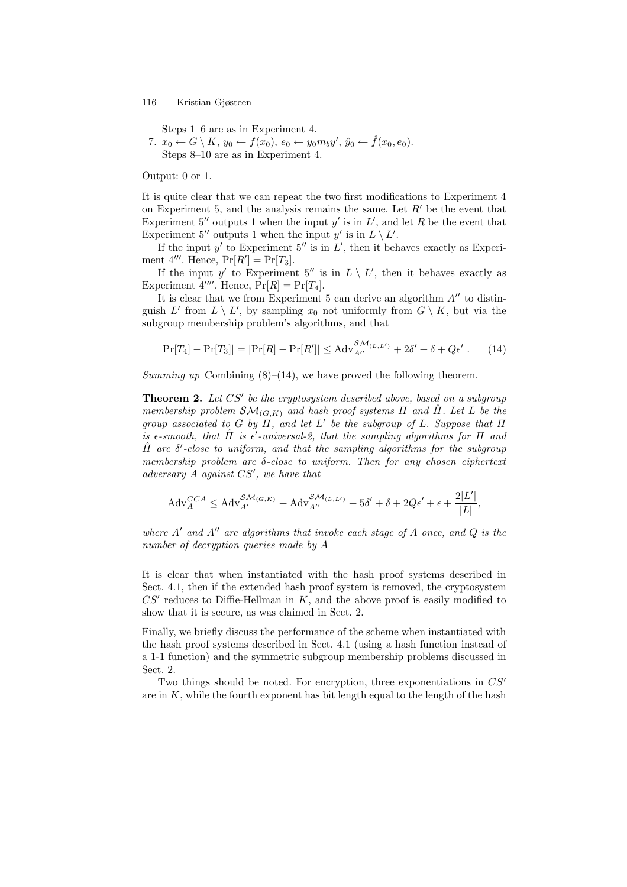Steps 1–6 are as in Experiment 4.

7. $x_0 \leftarrow G \setminus K$, $y_0 \leftarrow f(x_0)$, $e_0 \leftarrow y_0 m_b y'$, $\hat{y}_0 \leftarrow \hat{f}(x_0, e_0)$.

   Steps 8–10 are as in Experiment 4.

Output: 0 or 1.

It is quite clear that we can repeat the two first modifications to Experiment 4 on Experiment 5, and the analysis remains the same. Let $R'$ be the event that Experiment 5$''$ outputs 1 when the input $y'$ is in $L'$, and let $R$ be the event that Experiment 5$''$ outputs 1 when the input $y'$ is in $L \setminus L'$.

If the input $y'$ to Experiment 5$''$ is in $L'$, then it behaves exactly as Experiment 4$'''$. Hence, $\Pr[R'] = \Pr[T_3]$.

If the input $y'$ to Experiment 5$''$ is in $L \setminus L'$, then it behaves exactly as Experiment 4$''''$. Hence, $\Pr[R] = \Pr[T_4]$.

It is clear that we from Experiment 5 can derive an algorithm $A''$ to distinguish $L'$ from $L \setminus L'$, by sampling $x_0$ not uniformly from $G \setminus K$, but via the subgroup membership problem's algorithms, and that

$$|\Pr[T_4] - \Pr[T_3]| = |\Pr[R] - \Pr[R']| \leq \mathrm{Adv}_{A''}^{\mathcal{SM}_{(L,L')}} + 2\delta' + \delta + Q\epsilon' \; . \qquad (14)$$

*Summing up* Combining (8)–(14), we have proved the following theorem.

**Theorem 2.** *Let $CS'$ be the cryptosystem described above, based on a subgroup membership problem $\mathcal{SM}_{(G,K)}$ and hash proof systems $\Pi$ and $\hat{\Pi}$. Let $L$ be the group associated to $G$ by $\Pi$, and let $L'$ be the subgroup of $L$. Suppose that $\Pi$ is $\epsilon$-smooth, that $\hat{\Pi}$ is $\epsilon'$-universal-2, that the sampling algorithms for $\Pi$ and $\hat{\Pi}$ are $\delta'$-close to uniform, and that the sampling algorithms for the subgroup membership problem are $\delta$-close to uniform. Then for any chosen ciphertext adversary $A$ against $CS'$, we have that*

$$\mathrm{Adv}_A^{CCA} \leq \mathrm{Adv}_{A'}^{\mathcal{SM}_{(G,K)}} + \mathrm{Adv}_{A''}^{\mathcal{SM}_{(L,L')}} + 5\delta' + \delta + 2Q\epsilon' + \epsilon + \frac{2|L'|}{|L|},$$

*where $A'$ and $A''$ are algorithms that invoke each stage of $A$ once, and $Q$ is the number of decryption queries made by $A$*

It is clear that when instantiated with the hash proof systems described in Sect. 4.1, then if the extended hash proof system is removed, the cryptosystem $CS'$ reduces to Diffie-Hellman in $K$, and the above proof is easily modified to show that it is secure, as was claimed in Sect. 2.

Finally, we briefly discuss the performance of the scheme when instantiated with the hash proof systems described in Sect. 4.1 (using a hash function instead of a 1-1 function) and the symmetric subgroup membership problems discussed in Sect. 2.

Two things should be noted. For encryption, three exponentiations in $CS'$ are in $K$, while the fourth exponent has bit length equal to the length of the hash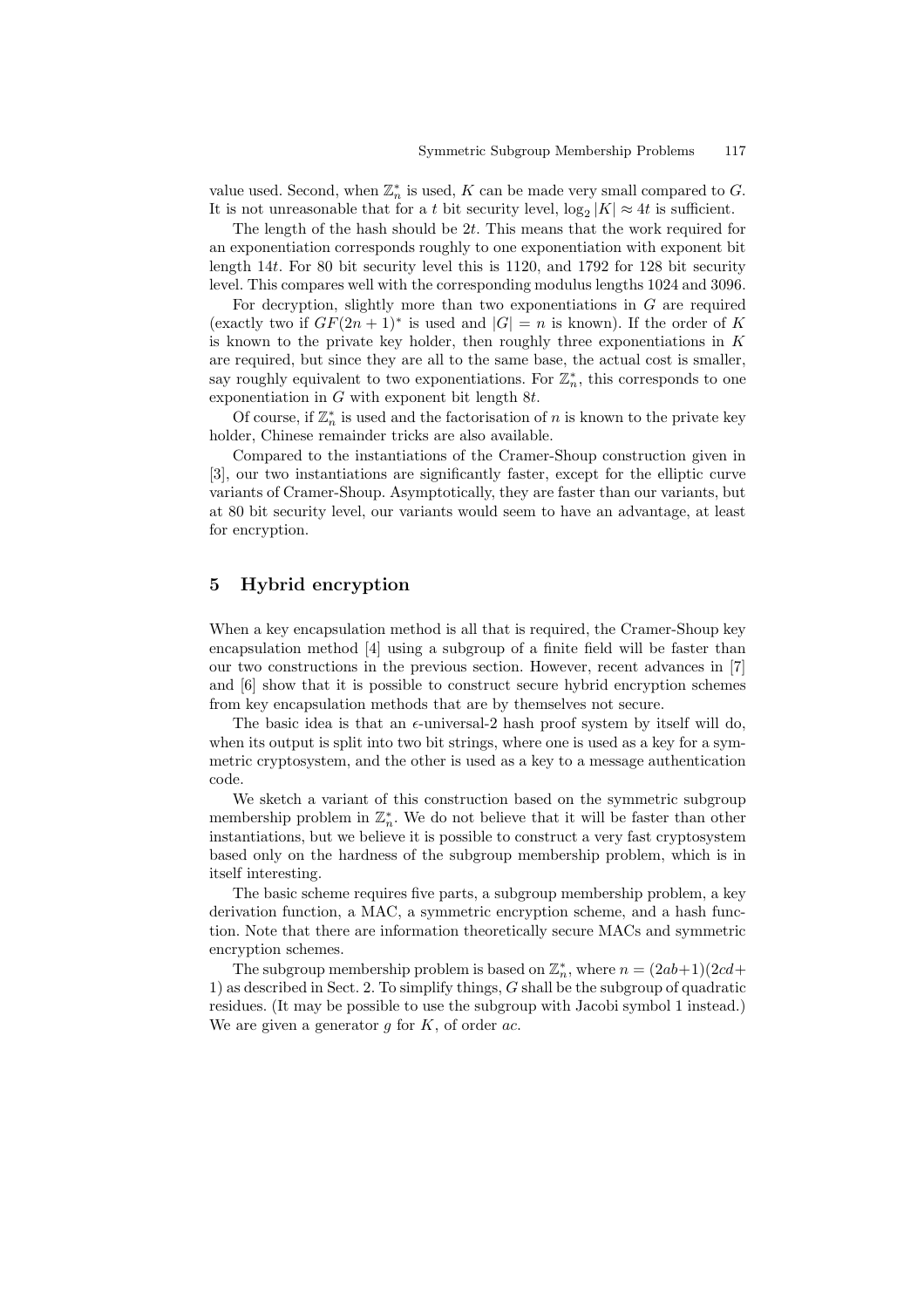value used. Second, when $\mathbb{Z}_n^*$ is used, $K$ can be made very small compared to $G$. It is not unreasonable that for a $t$ bit security level, $\log_2 |K| \approx 4t$ is sufficient.

The length of the hash should be $2t$. This means that the work required for an exponentiation corresponds roughly to one exponentiation with exponent bit length $14t$. For 80 bit security level this is 1120, and 1792 for 128 bit security level. This compares well with the corresponding modulus lengths 1024 and 3096.

For decryption, slightly more than two exponentiations in $G$ are required (exactly two if $GF(2n+1)^*$ is used and $|G| = n$ is known). If the order of $K$ is known to the private key holder, then roughly three exponentiations in $K$ are required, but since they are all to the same base, the actual cost is smaller, say roughly equivalent to two exponentiations. For $\mathbb{Z}_n^*$, this corresponds to one exponentiation in $G$ with exponent bit length $8t$.

Of course, if $\mathbb{Z}_n^*$ is used and the factorisation of $n$ is known to the private key holder, Chinese remainder tricks are also available.

Compared to the instantiations of the Cramer-Shoup construction given in [3], our two instantiations are significantly faster, except for the elliptic curve variants of Cramer-Shoup. Asymptotically, they are faster than our variants, but at 80 bit security level, our variants would seem to have an advantage, at least for encryption.

## 5 Hybrid encryption

When a key encapsulation method is all that is required, the Cramer-Shoup key encapsulation method [4] using a subgroup of a finite field will be faster than our two constructions in the previous section. However, recent advances in [7] and [6] show that it is possible to construct secure hybrid encryption schemes from key encapsulation methods that are by themselves not secure.

The basic idea is that an $\epsilon$-universal-2 hash proof system by itself will do, when its output is split into two bit strings, where one is used as a key for a symmetric cryptosystem, and the other is used as a key to a message authentication code.

We sketch a variant of this construction based on the symmetric subgroup membership problem in $\mathbb{Z}_n^*$. We do not believe that it will be faster than other instantiations, but we believe it is possible to construct a very fast cryptosystem based only on the hardness of the subgroup membership problem, which is in itself interesting.

The basic scheme requires five parts, a subgroup membership problem, a key derivation function, a MAC, a symmetric encryption scheme, and a hash function. Note that there are information theoretically secure MACs and symmetric encryption schemes.

The subgroup membership problem is based on $\mathbb{Z}_n^*$, where $n = (2ab+1)(2cd+1)$ as described in Sect. 2. To simplify things, $G$ shall be the subgroup of quadratic residues. (It may be possible to use the subgroup with Jacobi symbol 1 instead.) We are given a generator $g$ for $K$, of order $ac$.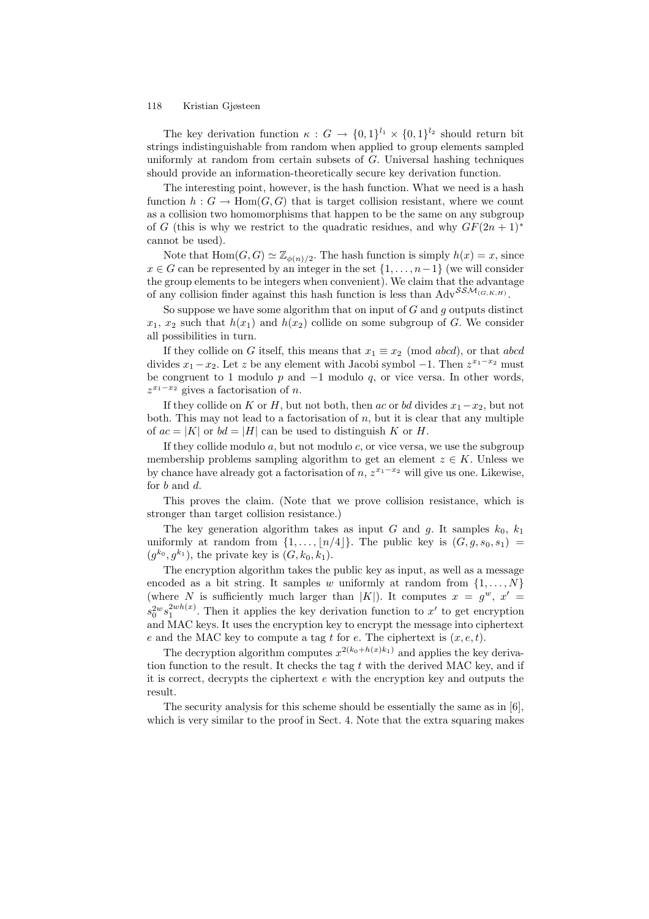The key derivation function $\kappa : G \to \{0,1\}^{l_1} \times \{0,1\}^{l_2}$ should return bit strings indistinguishable from random when applied to group elements sampled uniformly at random from certain subsets of $G$. Universal hashing techniques should provide an information-theoretically secure key derivation function.

The interesting point, however, is the hash function. What we need is a hash function $h : G \to \mathrm{Hom}(G, G)$ that is target collision resistant, where we count as a collision two homomorphisms that happen to be the same on any subgroup of $G$ (this is why we restrict to the quadratic residues, and why $GF(2n+1)^*$ cannot be used).

Note that $\mathrm{Hom}(G, G) \simeq \mathbb{Z}_{\phi(n)/2}$. The hash function is simply $h(x) = x$, since $x \in G$ can be represented by an integer in the set $\{1, \ldots, n-1\}$ (we will consider the group elements to be integers when convenient). We claim that the advantage of any collision finder against this hash function is less than $\mathrm{Adv}^{\mathcal{SSM}_{(G,K,H)}}$.

So suppose we have some algorithm that on input of $G$ and $g$ outputs distinct $x_1$, $x_2$ such that $h(x_1)$ and $h(x_2)$ collide on some subgroup of $G$. We consider all possibilities in turn.

If they collide on $G$ itself, this means that $x_1 \equiv x_2 \pmod{abcd}$, or that $abcd$ divides $x_1 - x_2$. Let $z$ be any element with Jacobi symbol $-1$. Then $z^{x_1 - x_2}$ must be congruent to 1 modulo $p$ and $-1$ modulo $q$, or vice versa. In other words, $z^{x_1 - x_2}$ gives a factorisation of $n$.

If they collide on $K$ or $H$, but not both, then $ac$ or $bd$ divides $x_1 - x_2$, but not both. This may not lead to a factorisation of $n$, but it is clear that any multiple of $ac = |K|$ or $bd = |H|$ can be used to distinguish $K$ or $H$.

If they collide modulo $a$, but not modulo $c$, or vice versa, we use the subgroup membership problems sampling algorithm to get an element $z \in K$. Unless we by chance have already got a factorisation of $n$, $z^{x_1 - x_2}$ will give us one. Likewise, for $b$ and $d$.

This proves the claim. (Note that we prove collision resistance, which is stronger than target collision resistance.)

The key generation algorithm takes as input $G$ and $g$. It samples $k_0$, $k_1$ uniformly at random from $\{1, \ldots, \lfloor n/4 \rfloor\}$. The public key is $(G, g, s_0, s_1) = (g^{k_0}, g^{k_1})$, the private key is $(G, k_0, k_1)$.

The encryption algorithm takes the public key as input, as well as a message encoded as a bit string. It samples $w$ uniformly at random from $\{1, \ldots, N\}$ (where $N$ is sufficiently much larger than $|K|$). It computes $x = g^w$, $x' = s_0^{2w} s_1^{2wh(x)}$. Then it applies the key derivation function to $x'$ to get encryption and MAC keys. It uses the encryption key to encrypt the message into ciphertext $e$ and the MAC key to compute a tag $t$ for $e$. The ciphertext is $(x, e, t)$.

The decryption algorithm computes $x^{2(k_0 + h(x)k_1)}$ and applies the key derivation function to the result. It checks the tag $t$ with the derived MAC key, and if it is correct, decrypts the ciphertext $e$ with the encryption key and outputs the result.

The security analysis for this scheme should be essentially the same as in [6], which is very similar to the proof in Sect. 4. Note that the extra squaring makes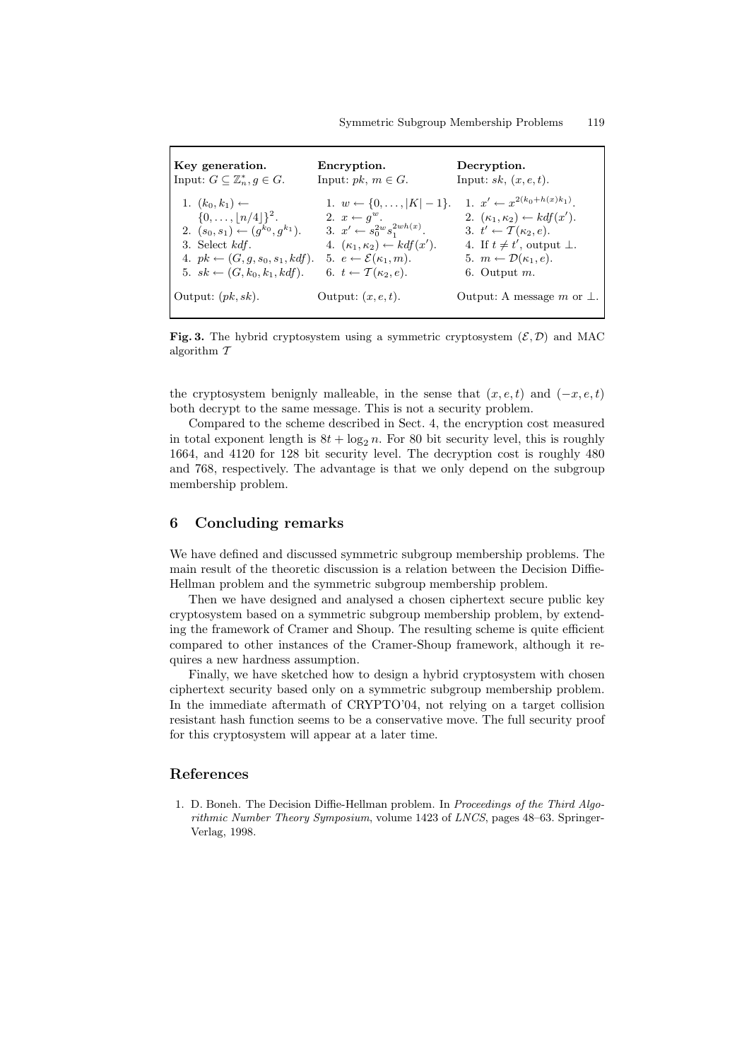| **Key generation.** Input: $G \subseteq \mathbb{Z}_n^*, g \in G$. | **Encryption.** Input: $pk$, $m \in G$. | **Decryption.** Input: $sk$, $(x, e, t)$. |
| --- | --- | --- |
| 1. $(k_0, k_1) \leftarrow \{0, \dots, \lfloor n/4 \rfloor\}^2$. | 1. $w \leftarrow \{0, \dots, \|K\| - 1\}$. | 1. $x' \leftarrow x^{2(k_0 + h(x)k_1)}$. |
| 2. $(s_0, s_1) \leftarrow (g^{k_0}, g^{k_1})$. | 2. $x \leftarrow g^w$. | 2. $(\kappa_1, \kappa_2) \leftarrow kdf(x')$. |
| 3. Select $kdf$. | 3. $x' \leftarrow s_0^{2w} s_1^{2wh(x)}$. | 3. $t' \leftarrow \mathcal{T}(\kappa_2, e)$. |
| 4. $pk \leftarrow (G, g, s_0, s_1, kdf)$. | 4. $(\kappa_1, \kappa_2) \leftarrow kdf(x')$. | 4. If $t \neq t'$, output $\perp$. |
| 5. $sk \leftarrow (G, k_0, k_1, kdf)$. | 5. $e \leftarrow \mathcal{E}(\kappa_1, m)$. | 5. $m \leftarrow \mathcal{D}(\kappa_1, e)$. |
| | 6. $t \leftarrow \mathcal{T}(\kappa_2, e)$. | 6. Output $m$. |
| Output: $(pk, sk)$. | Output: $(x, e, t)$. | Output: A message $m$ or $\perp$. |

**Fig. 3.** The hybrid cryptosystem using a symmetric cryptosystem $(\mathcal{E}, \mathcal{D})$ and MAC algorithm $\mathcal{T}$

the cryptosystem benignly malleable, in the sense that $(x, e, t)$ and $(-x, e, t)$ both decrypt to the same message. This is not a security problem.

Compared to the scheme described in Sect. 4, the encryption cost measured in total exponent length is $8t + \log_2 n$. For 80 bit security level, this is roughly 1664, and 4120 for 128 bit security level. The decryption cost is roughly 480 and 768, respectively. The advantage is that we only depend on the subgroup membership problem.

## 6 Concluding remarks

We have defined and discussed symmetric subgroup membership problems. The main result of the theoretic discussion is a relation between the Decision Diffie-Hellman problem and the symmetric subgroup membership problem.

Then we have designed and analysed a chosen ciphertext secure public key cryptosystem based on a symmetric subgroup membership problem, by extending the framework of Cramer and Shoup. The resulting scheme is quite efficient compared to other instances of the Cramer-Shoup framework, although it requires a new hardness assumption.

Finally, we have sketched how to design a hybrid cryptosystem with chosen ciphertext security based only on a symmetric subgroup membership problem. In the immediate aftermath of CRYPTO'04, not relying on a target collision resistant hash function seems to be a conservative move. The full security proof for this cryptosystem will appear at a later time.

## References

1. D. Boneh. The Decision Diffie-Hellman problem. In *Proceedings of the Third Algorithmic Number Theory Symposium*, volume 1423 of *LNCS*, pages 48–63. Springer-Verlag, 1998.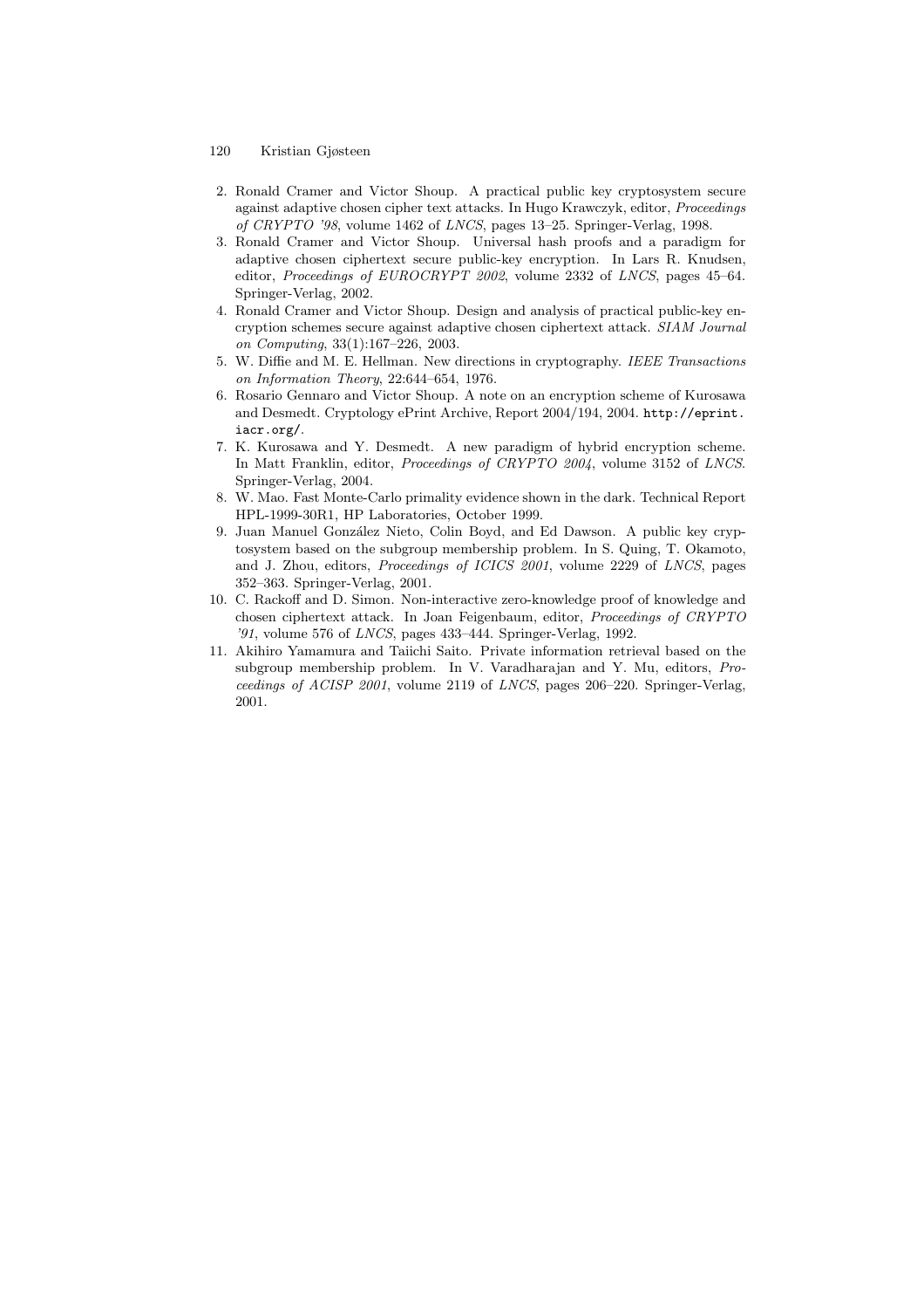2. Ronald Cramer and Victor Shoup. A practical public key cryptosystem secure against adaptive chosen cipher text attacks. In Hugo Krawczyk, editor, *Proceedings of CRYPTO '98*, volume 1462 of *LNCS*, pages 13–25. Springer-Verlag, 1998.
3. Ronald Cramer and Victor Shoup. Universal hash proofs and a paradigm for adaptive chosen ciphertext secure public-key encryption. In Lars R. Knudsen, editor, *Proceedings of EUROCRYPT 2002*, volume 2332 of *LNCS*, pages 45–64. Springer-Verlag, 2002.
4. Ronald Cramer and Victor Shoup. Design and analysis of practical public-key encryption schemes secure against adaptive chosen ciphertext attack. *SIAM Journal on Computing*, 33(1):167–226, 2003.
5. W. Diffie and M. E. Hellman. New directions in cryptography. *IEEE Transactions on Information Theory*, 22:644–654, 1976.
6. Rosario Gennaro and Victor Shoup. A note on an encryption scheme of Kurosawa and Desmedt. Cryptology ePrint Archive, Report 2004/194, 2004. `http://eprint.iacr.org/`.
7. K. Kurosawa and Y. Desmedt. A new paradigm of hybrid encryption scheme. In Matt Franklin, editor, *Proceedings of CRYPTO 2004*, volume 3152 of *LNCS*. Springer-Verlag, 2004.
8. W. Mao. Fast Monte-Carlo primality evidence shown in the dark. Technical Report HPL-1999-30R1, HP Laboratories, October 1999.
9. Juan Manuel González Nieto, Colin Boyd, and Ed Dawson. A public key cryptosystem based on the subgroup membership problem. In S. Quing, T. Okamoto, and J. Zhou, editors, *Proceedings of ICICS 2001*, volume 2229 of *LNCS*, pages 352–363. Springer-Verlag, 2001.
10. C. Rackoff and D. Simon. Non-interactive zero-knowledge proof of knowledge and chosen ciphertext attack. In Joan Feigenbaum, editor, *Proceedings of CRYPTO '91*, volume 576 of *LNCS*, pages 433–444. Springer-Verlag, 1992.
11. Akihiro Yamamura and Taiichi Saito. Private information retrieval based on the subgroup membership problem. In V. Varadharajan and Y. Mu, editors, *Proceedings of ACISP 2001*, volume 2119 of *LNCS*, pages 206–220. Springer-Verlag, 2001.